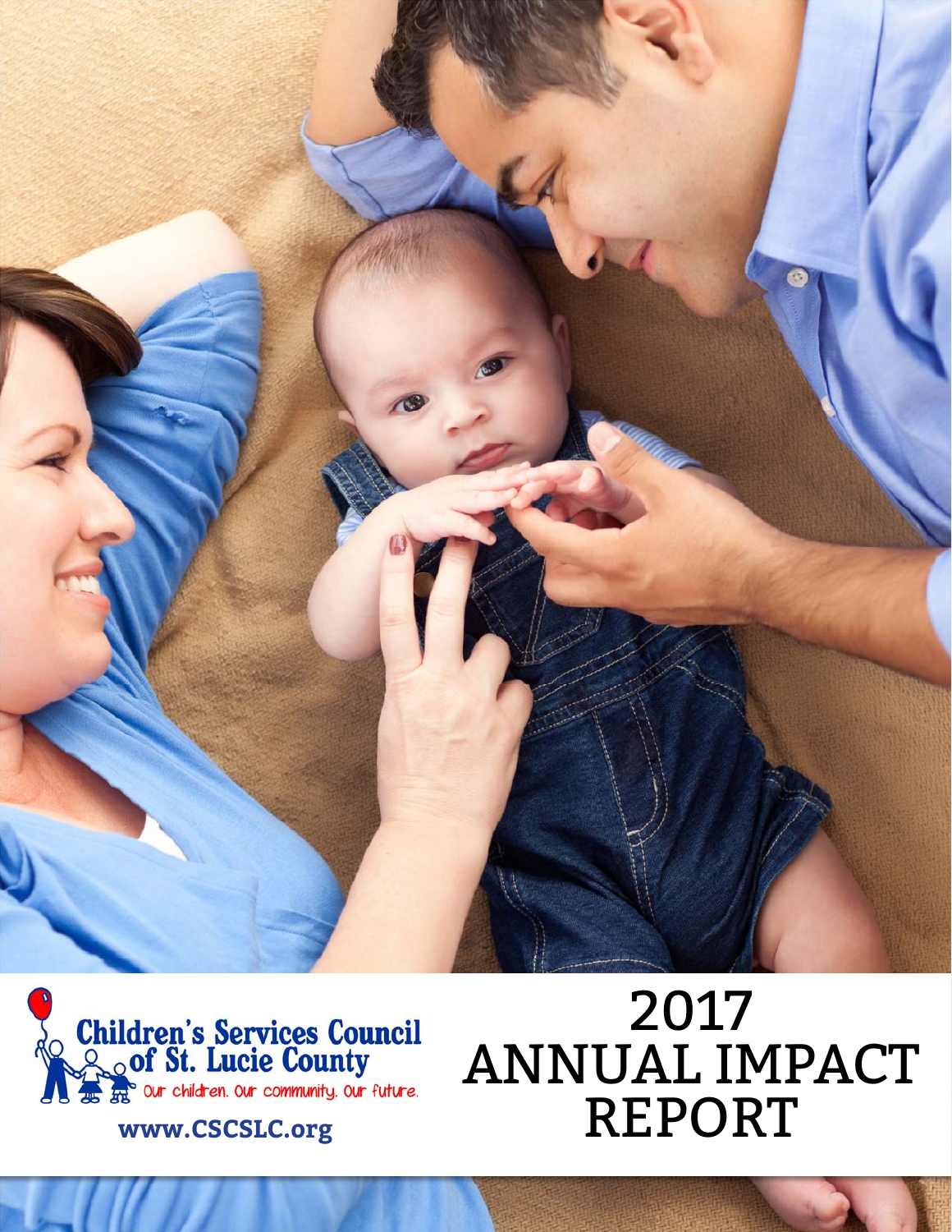Children's Services Council of St. Lucie County

Our children. Our community. Our future.

www.CSCSLC.org

# 2017 ANNUAL IMPACT REPORT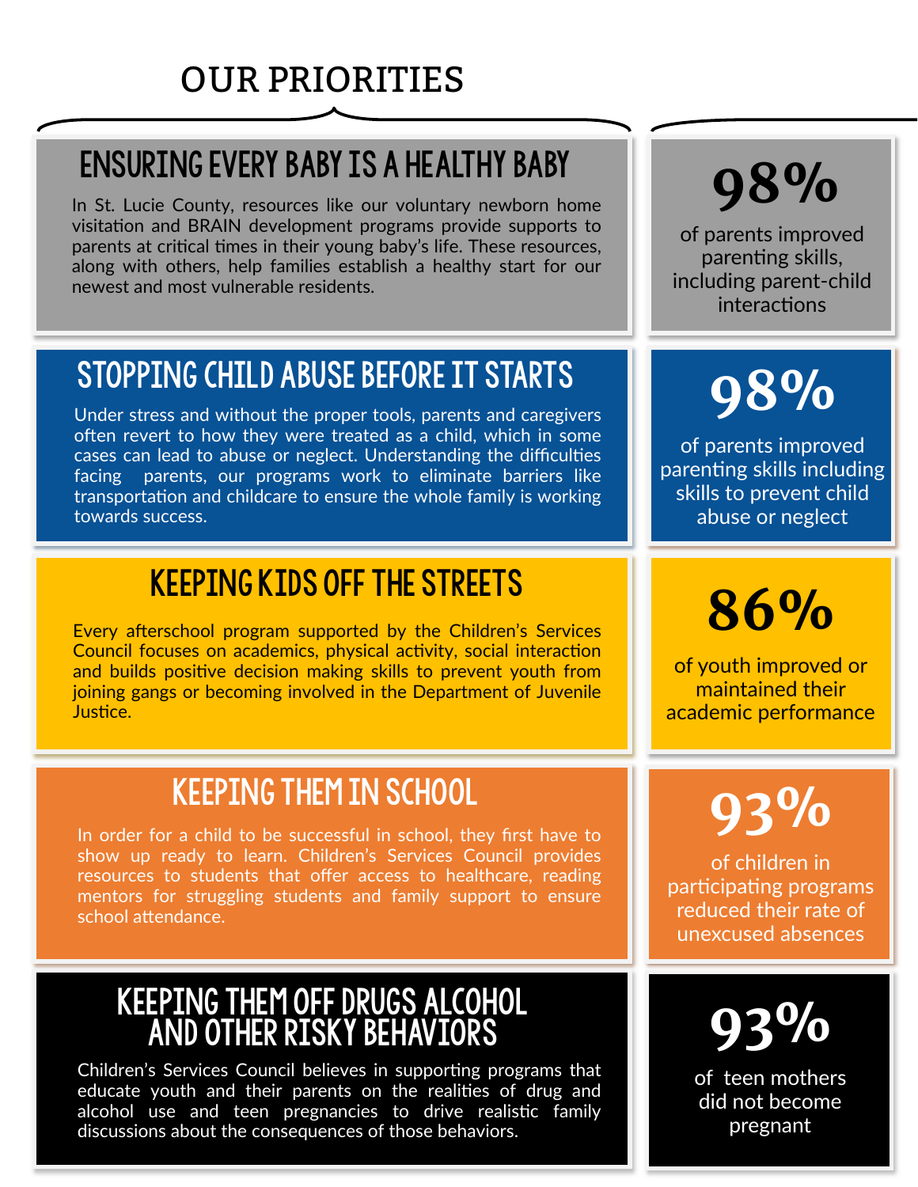# OUR PRIORITIES

## ENSURING EVERY BABY IS A HEALTHY BABY

In St. Lucie County, resources like our voluntary newborn home visitation and BRAIN development programs provide supports to parents at critical times in their young baby's life. These resources, along with others, help families establish a healthy start for our newest and most vulnerable residents.

**98%**

of parents improved parenting skills, including parent-child interactions

## STOPPING CHILD ABUSE BEFORE IT STARTS

Under stress and without the proper tools, parents and caregivers often revert to how they were treated as a child, which in some cases can lead to abuse or neglect. Understanding the difficulties facing parents, our programs work to eliminate barriers like transportation and childcare to ensure the whole family is working towards success.

**98%**

of parents improved parenting skills including skills to prevent child abuse or neglect

## KEEPING KIDS OFF THE STREETS

Every afterschool program supported by the Children's Services Council focuses on academics, physical activity, social interaction and builds positive decision making skills to prevent youth from joining gangs or becoming involved in the Department of Juvenile Justice.

**86%**

of youth improved or maintained their academic performance

## KEEPING THEM IN SCHOOL

In order for a child to be successful in school, they first have to show up ready to learn. Children's Services Council provides resources to students that offer access to healthcare, reading mentors for struggling students and family support to ensure school attendance.

**93%**

of children in participating programs reduced their rate of unexcused absences

## KEEPING THEM OFF DRUGS ALCOHOL AND OTHER RISKY BEHAVIORS

Children's Services Council believes in supporting programs that educate youth and their parents on the realities of drug and alcohol use and teen pregnancies to drive realistic family discussions about the consequences of those behaviors.

**93%**

of teen mothers did not become pregnant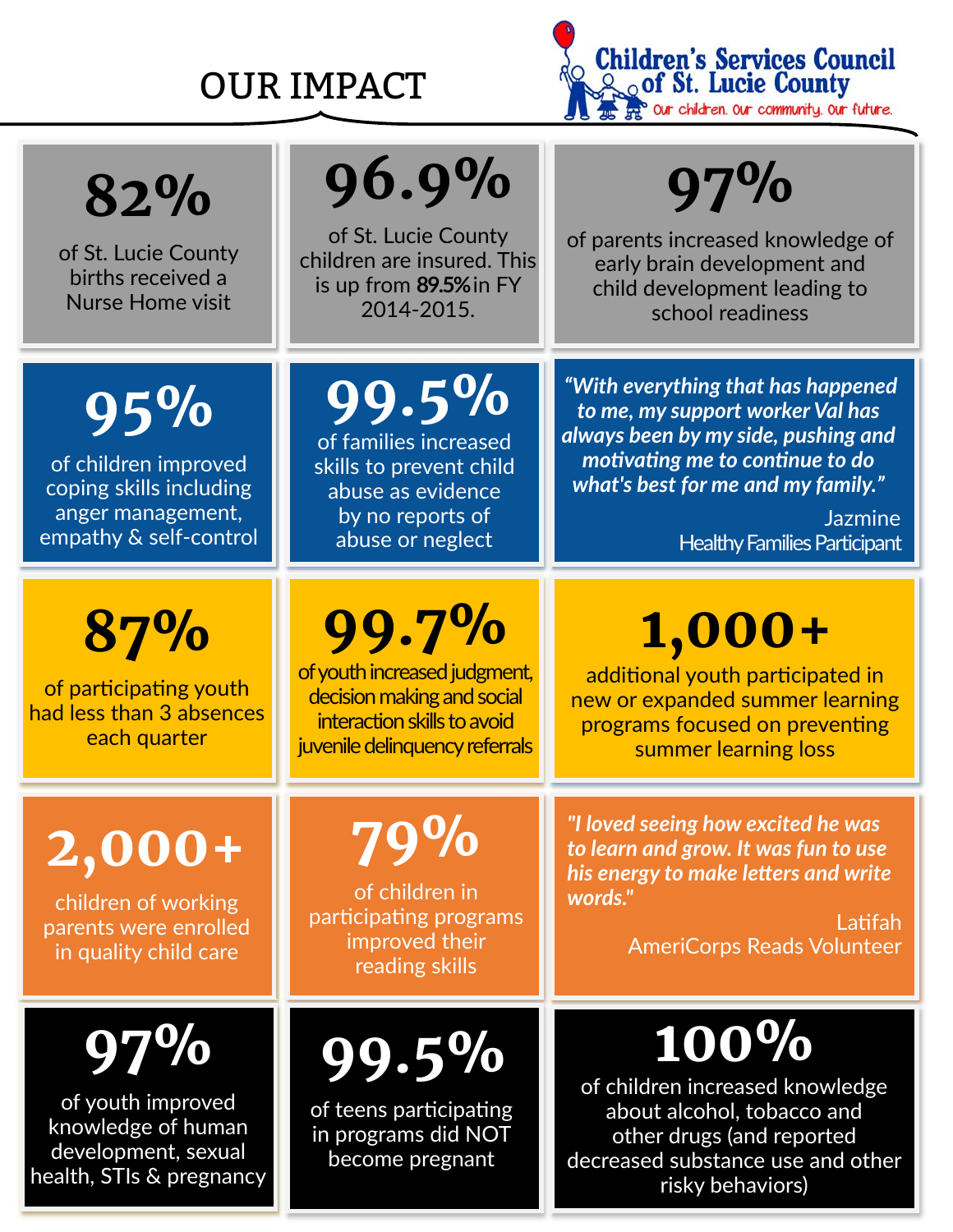# OUR IMPACT

**Children's Services Council of St. Lucie County**
*Our children. Our community. Our future.*

**82%**
of St. Lucie County births received a Nurse Home visit

**96.9%**
of St. Lucie County children are insured. This is up from **89.5%** in FY 2014-2015.

**97%**
of parents increased knowledge of early brain development and child development leading to school readiness

**95%**
of children improved coping skills including anger management, empathy & self-control

**99.5%**
of families increased skills to prevent child abuse as evidence by no reports of abuse or neglect

***"With everything that has happened to me, my support worker Val has always been by my side, pushing and motivating me to continue to do what's best for me and my family."***
Jazmine
Healthy Families Participant

**87%**
of participating youth had less than 3 absences each quarter

**99.7%**
of youth increased judgment, decision making and social interaction skills to avoid juvenile delinquency referrals

**1,000+**
additional youth participated in new or expanded summer learning programs focused on preventing summer learning loss

**2,000+**
children of working parents were enrolled in quality child care

**79%**
of children in participating programs improved their reading skills

***"I loved seeing how excited he was to learn and grow. It was fun to use his energy to make letters and write words."***
Latifah
AmeriCorps Reads Volunteer

**97%**
of youth improved knowledge of human development, sexual health, STIs & pregnancy

**99.5%**
of teens participating in programs did NOT become pregnant

**100%**
of children increased knowledge about alcohol, tobacco and other drugs (and reported decreased substance use and other risky behaviors)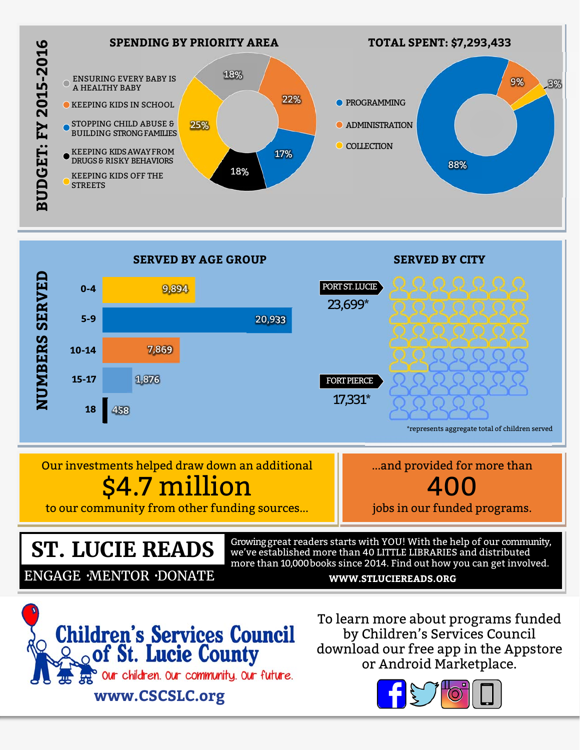## BUDGET: FY 2015-2016

### SPENDING BY PRIORITY AREA

- ENSURING EVERY BABY IS A HEALTHY BABY
- KEEPING KIDS IN SCHOOL
- STOPPING CHILD ABUSE & BUILDING STRONG FAMILIES
- KEEPING KIDS AWAY FROM DRUGS & RISKY BEHAVIORS
- KEEPING KIDS OFF THE STREETS

18%
22%
17%
18%
25%

### TOTAL SPENT: $7,293,433

- PROGRAMMING
- ADMINISTRATION
- COLLECTION

88%
9%
3%

## NUMBERS SERVED

### SERVED BY AGE GROUP

0-4
9,894
5-9
20,933
10-14
7,869
15-17
1,876
18
458

### SERVED BY CITY

PORT ST. LUCIE
23,699*

FORT PIERCE
17,331*

*represents aggregate total of children served

Our investments helped draw down an additional
**$4.7 million**
to our community from other funding sources...

...and provided for more than
**400**
jobs in our funded programs.

## ST. LUCIE READS

ENGAGE ·MENTOR ·DONATE

Growing great readers starts with YOU! With the help of our community, we've established more than 40 LITTLE LIBRARIES and distributed more than 10,000 books since 2014. Find out how you can get involved.

**WWW.STLUCIEREADS.ORG**

**Children's Services Council of St. Lucie County**

Our children. Our community. Our future.

www.CSCSLC.org

To learn more about programs funded by Children's Services Council download our free app in the Appstore or Android Marketplace.